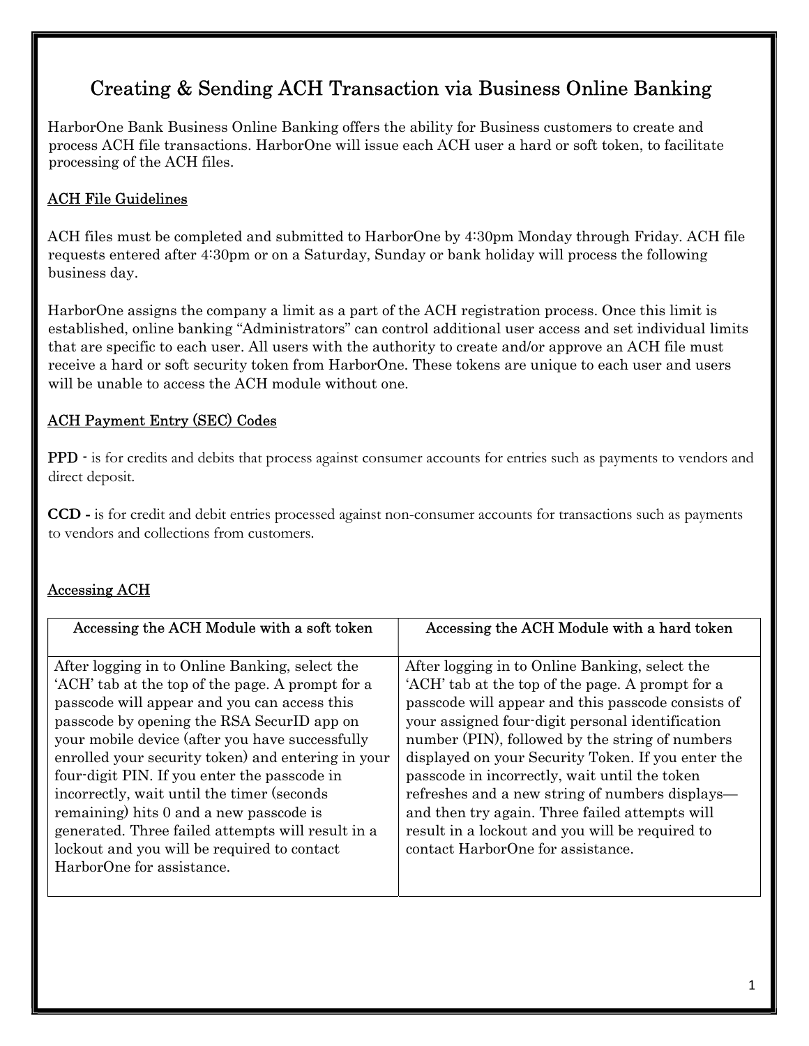# Creating & Sending ACH Transaction via Business Online Banking

HarborOne Bank Business Online Banking offers the ability for Business customers to create and process ACH file transactions. HarborOne will issue each ACH user a hard or soft token, to facilitate processing of the ACH files.

## ACH File Guidelines

ACH files must be completed and submitted to HarborOne by 4:30pm Monday through Friday. ACH file requests entered after 4:30pm or on a Saturday, Sunday or bank holiday will process the following business day.

HarborOne assigns the company a limit as a part of the ACH registration process. Once this limit is established, online banking "Administrators" can control additional user access and set individual limits that are specific to each user. All users with the authority to create and/or approve an ACH file must receive a hard or soft security token from HarborOne. These tokens are unique to each user and users will be unable to access the ACH module without one.

## ACH Payment Entry (SEC) Codes

**PPD** - is for credits and debits that process against consumer accounts for entries such as payments to vendors and direct deposit.

**CCD -** is for credit and debit entries processed against non-consumer accounts for transactions such as payments to vendors and collections from customers.

## Accessing ACH

| Accessing the ACH Module with a soft token | Accessing the ACH Module with a hard token |
| --- | --- |
| After logging in to Online Banking, select the 'ACH' tab at the top of the page. A prompt for a passcode will appear and you can access this passcode by opening the RSA SecurID app on your mobile device (after you have successfully enrolled your security token) and entering in your four-digit PIN. If you enter the passcode in incorrectly, wait until the timer (seconds remaining) hits 0 and a new passcode is generated. Three failed attempts will result in a lockout and you will be required to contact HarborOne for assistance. | After logging in to Online Banking, select the 'ACH' tab at the top of the page. A prompt for a passcode will appear and this passcode consists of your assigned four-digit personal identification number (PIN), followed by the string of numbers displayed on your Security Token. If you enter the passcode in incorrectly, wait until the token refreshes and a new string of numbers displays—and then try again. Three failed attempts will result in a lockout and you will be required to contact HarborOne for assistance. |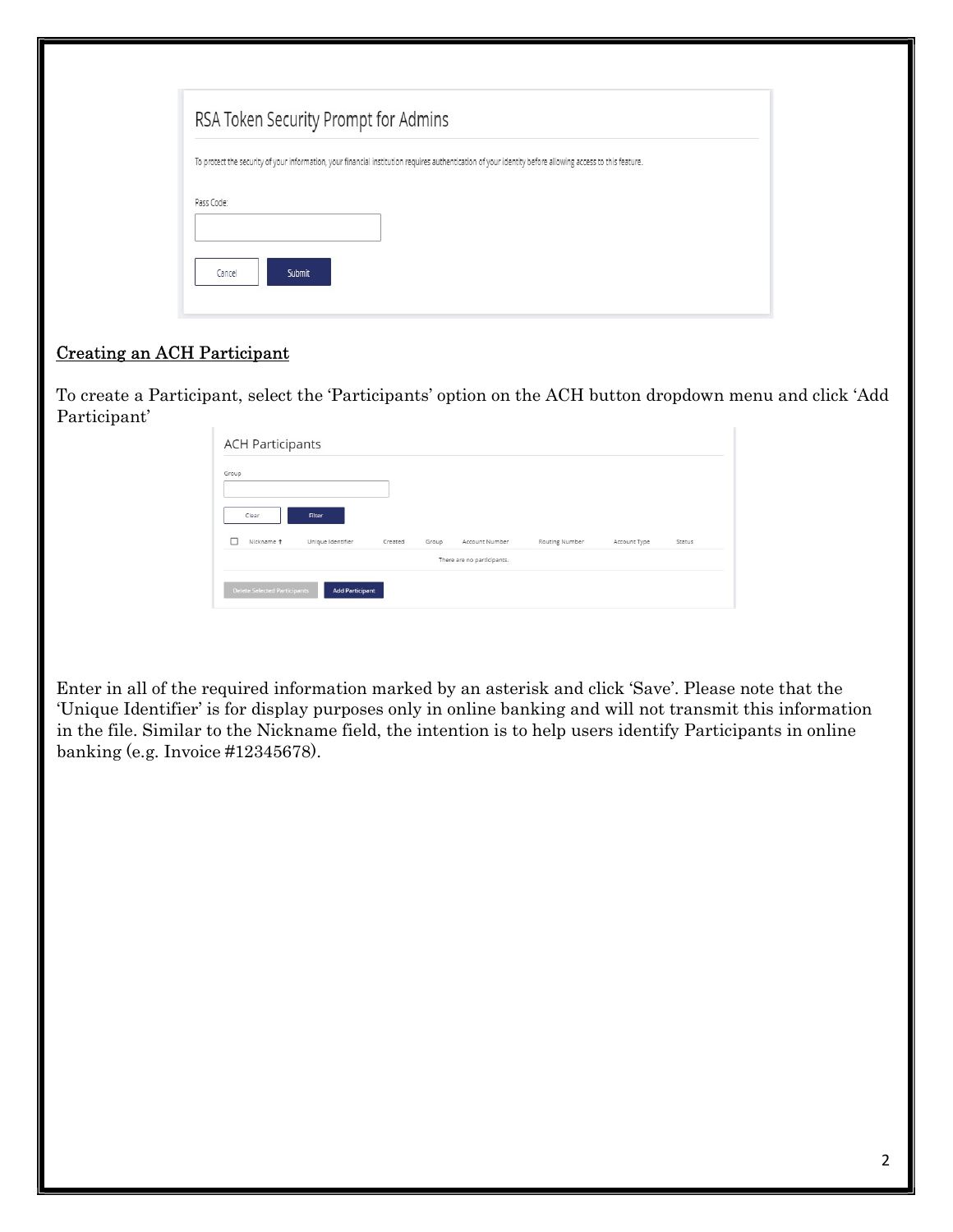RSA Token Security Prompt for Admins

To protect the security of your information, your financial institution requires authentication of your identity before allowing access to this feature.

Pass Code:

Cancel Submit

## Creating an ACH Participant

To create a Participant, select the 'Participants' option on the ACH button dropdown menu and click 'Add Participant'

ACH Participants

Group

Clear Filter

| Nickname ↑ | Unique Identifier | Created | Group | Account Number | Routing Number | Account Type | Status |
|---|---|---|---|---|---|---|---|
| There are no participants. | | | | | | | |

Delete Selected Participants Add Participant

Enter in all of the required information marked by an asterisk and click 'Save'. Please note that the 'Unique Identifier' is for display purposes only in online banking and will not transmit this information in the file. Similar to the Nickname field, the intention is to help users identify Participants in online banking (e.g. Invoice #12345678).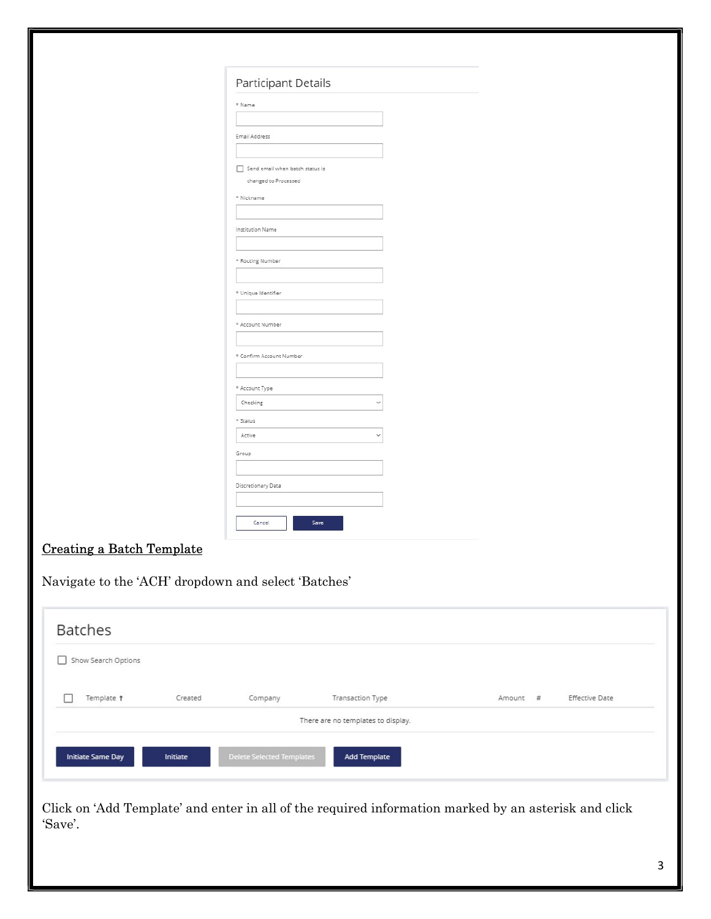## Participant Details

* Name

Email Address

☐ Send email when batch status is changed to Processed

* Nickname

Institution Name

* Routing Number

* Unique Identifier

* Account Number

* Confirm Account Number

* Account Type: Checking

* Status: Active

Group

Discretionary Data

Cancel | Save

<u>Creating a Batch Template</u>

Navigate to the 'ACH' dropdown and select 'Batches'

## Batches

☐ Show Search Options

| ☐ | Template ↑ | Created | Company | Transaction Type | Amount | # | Effective Date |
|---|---|---|---|---|---|---|---|
| | | | There are no templates to display. | | | | |

Initiate Same Day | Initiate | Delete Selected Templates | Add Template

Click on 'Add Template' and enter in all of the required information marked by an asterisk and click 'Save'.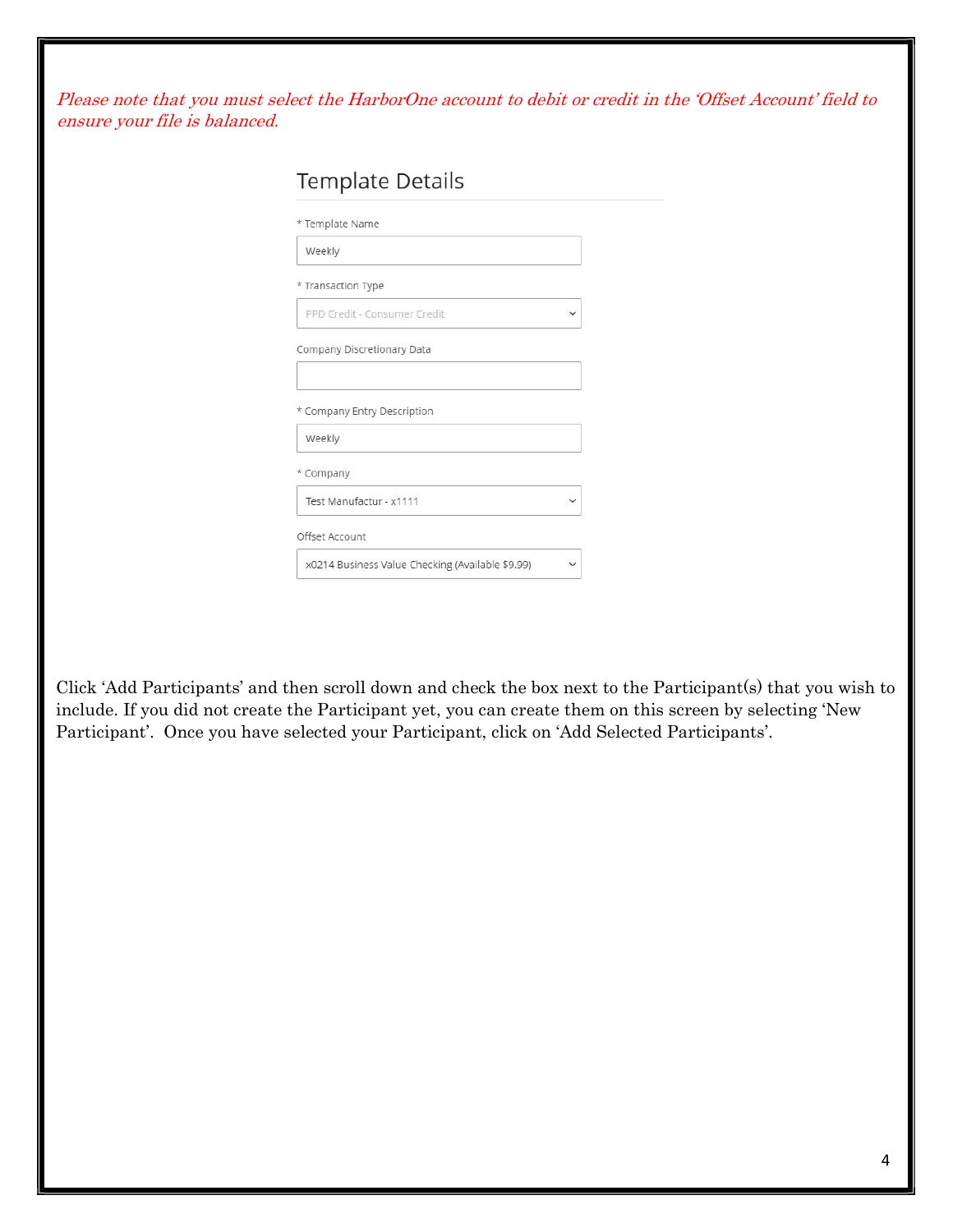*Please note that you must select the HarborOne account to debit or credit in the 'Offset Account' field to ensure your file is balanced.*

## Template Details

\* Template Name

Weekly

\* Transaction Type

PPD Credit - Consumer Credit

Company Discretionary Data

\* Company Entry Description

Weekly

\* Company

Test Manufactur - x1111

Offset Account

x0214 Business Value Checking (Available $9.99)

Click 'Add Participants' and then scroll down and check the box next to the Participant(s) that you wish to include. If you did not create the Participant yet, you can create them on this screen by selecting 'New Participant'. Once you have selected your Participant, click on 'Add Selected Participants'.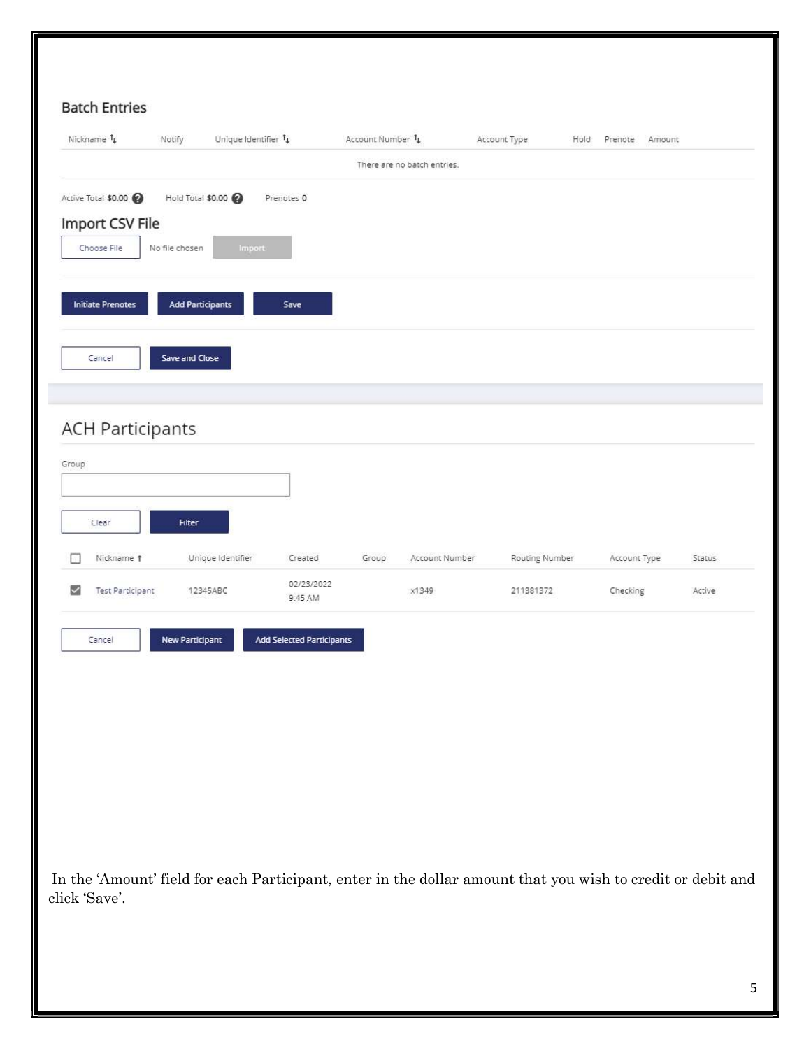## Batch Entries

| Nickname | Notify | Unique Identifier | Account Number | Account Type | Hold | Prenote | Amount |
|---|---|---|---|---|---|---|---|
| There are no batch entries. | | | | | | | |

Active Total **$0.00** Hold Total **$0.00** Prenotes **0**

## Import CSV File

Choose File No file chosen Import

Initiate Prenotes Add Participants Save

Cancel Save and Close

## ACH Participants

Group

Clear Filter

| | Nickname | Unique Identifier | Created | Group | Account Number | Routing Number | Account Type | Status |
|---|---|---|---|---|---|---|---|---|
| ☑ | Test Participant | 12345ABC | 02/23/2022 9:45 AM | | x1349 | 211381372 | Checking | Active |

Cancel New Participant Add Selected Participants

In the 'Amount' field for each Participant, enter in the dollar amount that you wish to credit or debit and click 'Save'.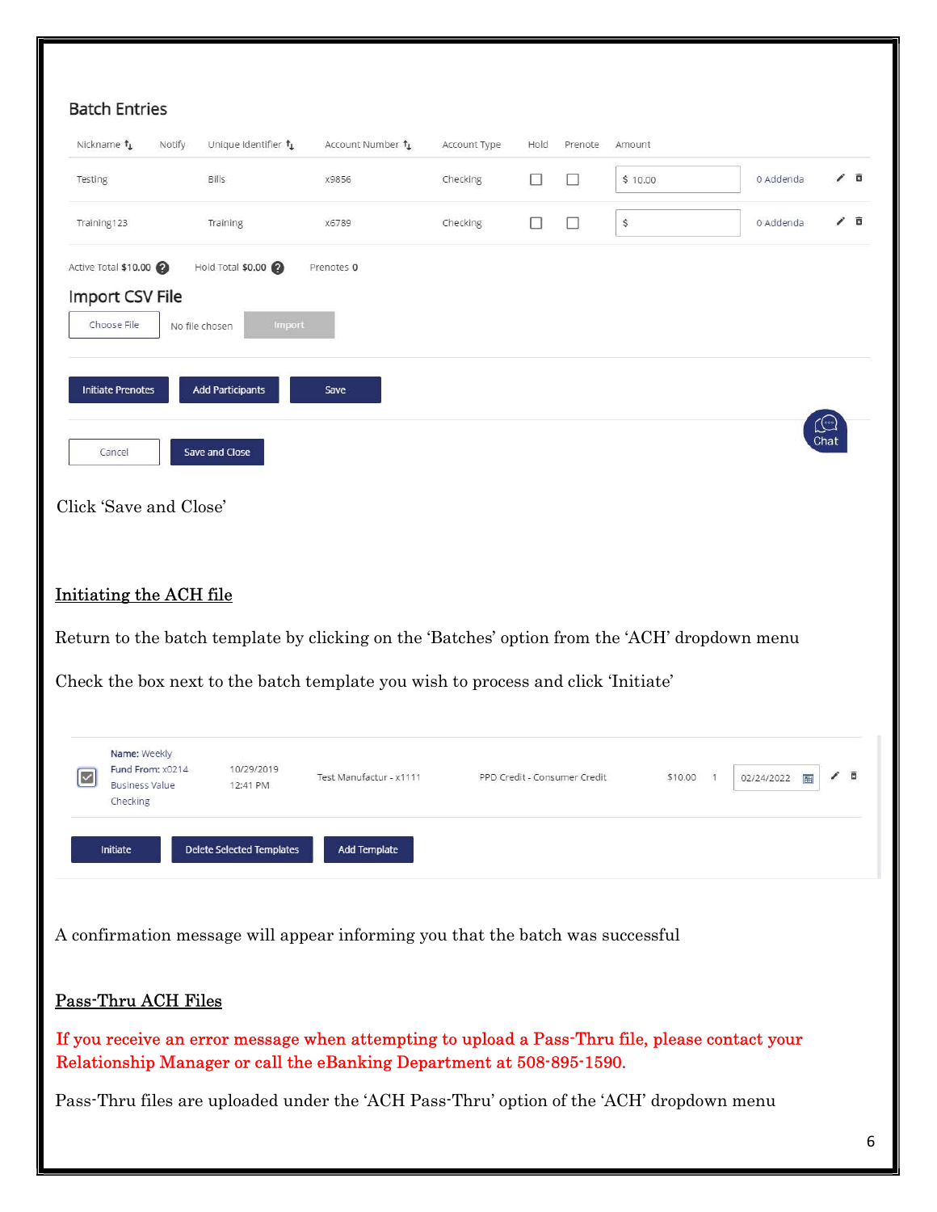## Batch Entries

| Nickname | Notify | Unique Identifier | Account Number | Account Type | Hold | Prenote | Amount | | |
|---|---|---|---|---|---|---|---|---|---|
| Testing | | Bills | x9856 | Checking | ☐ | ☐ | $ 10.00 | 0 Addenda | |
| Training123 | | Training | x6789 | Checking | ☐ | ☐ | $ | 0 Addenda | |

Active Total **$10.00** Hold Total **$0.00** Prenotes **0**

### Import CSV File

Choose File No file chosen Import

Initiate Prenotes | Add Participants | Save

Cancel | Save and Close

Click 'Save and Close'

## Initiating the ACH file

Return to the batch template by clicking on the 'Batches' option from the 'ACH' dropdown menu

Check the box next to the batch template you wish to process and click 'Initiate'

| | | | | | | | |
|---|---|---|---|---|---|---|---|
| ☑ | **Name:** Weekly **Fund From:** x0214 Business Value Checking | 10/29/2019 12:41 PM | Test Manufactur - x1111 | PPD Credit - Consumer Credit | $10.00 | 1 | 02/24/2022 |

Initiate | Delete Selected Templates | Add Template

A confirmation message will appear informing you that the batch was successful

## Pass-Thru ACH Files

If you receive an error message when attempting to upload a Pass-Thru file, please contact your Relationship Manager or call the eBanking Department at 508-895-1590.

Pass-Thru files are uploaded under the 'ACH Pass-Thru' option of the 'ACH' dropdown menu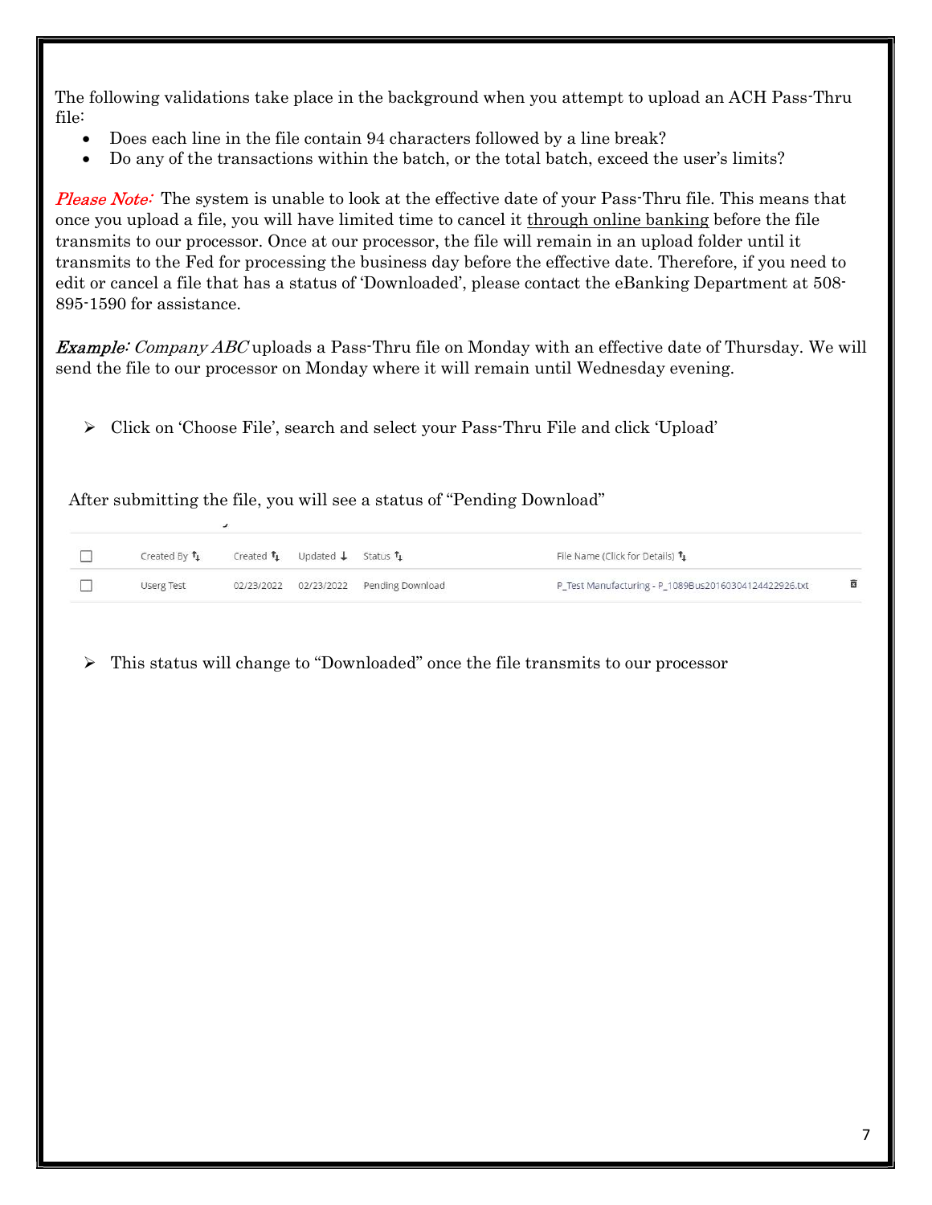The following validations take place in the background when you attempt to upload an ACH Pass-Thru file:

- Does each line in the file contain 94 characters followed by a line break?
- Do any of the transactions within the batch, or the total batch, exceed the user's limits?

*Please Note:* The system is unable to look at the effective date of your Pass-Thru file. This means that once you upload a file, you will have limited time to cancel it through online banking before the file transmits to our processor. Once at our processor, the file will remain in an upload folder until it transmits to the Fed for processing the business day before the effective date. Therefore, if you need to edit or cancel a file that has a status of 'Downloaded', please contact the eBanking Department at 508-895-1590 for assistance.

*Example:* *Company ABC* uploads a Pass-Thru file on Monday with an effective date of Thursday. We will send the file to our processor on Monday where it will remain until Wednesday evening.

- Click on 'Choose File', search and select your Pass-Thru File and click 'Upload'

After submitting the file, you will see a status of "Pending Download"

| ☐ | Created By | Created | Updated | Status | File Name (Click for Details) | |
|---|---|---|---|---|---|---|
| ☐ | Userg Test | 02/23/2022 | 02/23/2022 | Pending Download | P_Test Manufacturing - P_1089Bus20160304124422926.txt | |

- This status will change to "Downloaded" once the file transmits to our processor